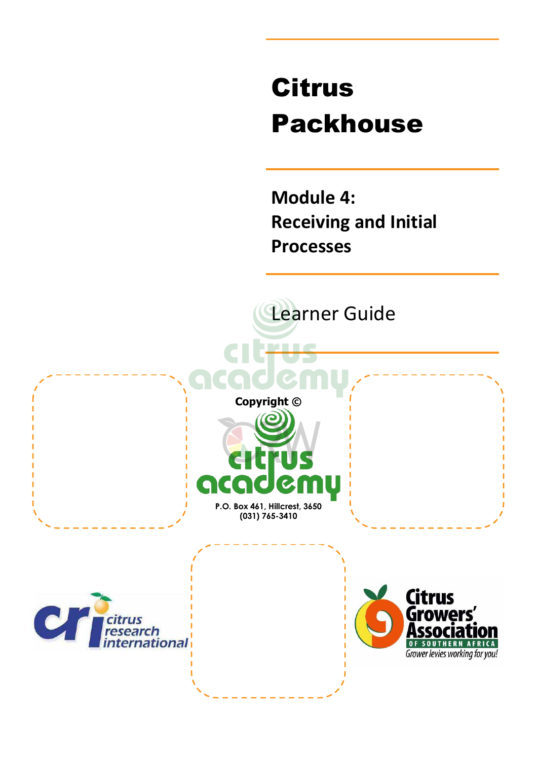# Citrus Packhouse

## Module 4: Receiving and Initial Processes

Learner Guide

**Copyright ©**

P.O. Box 461, Hillcrest, 3650
(031) 765-3410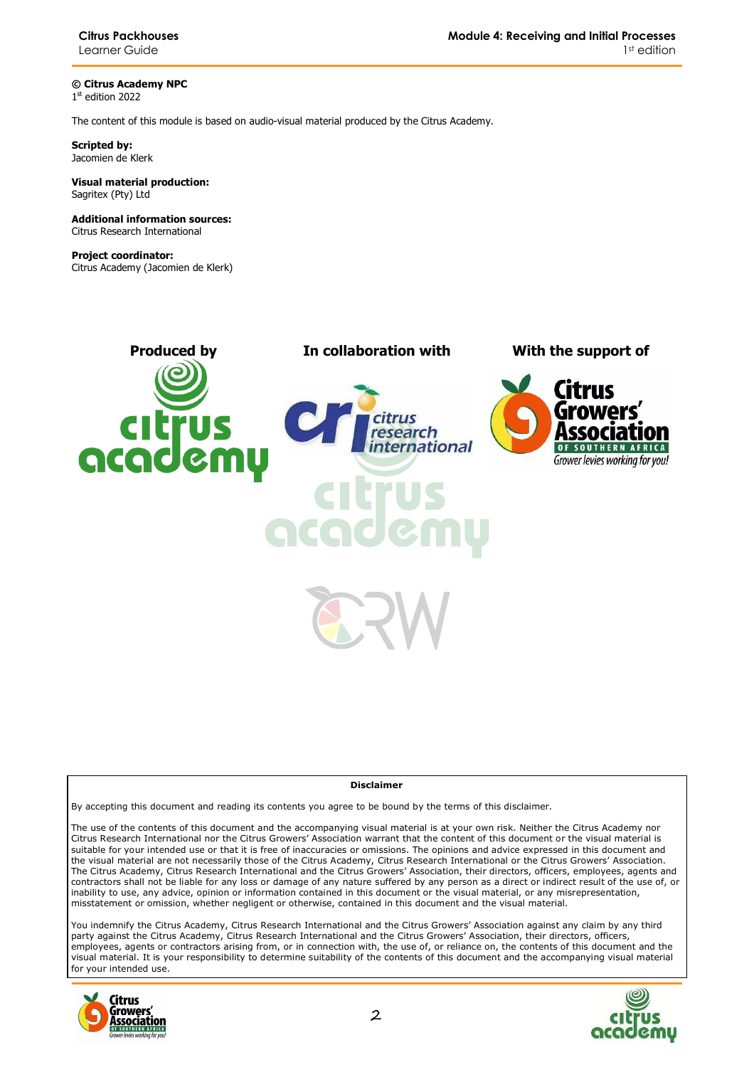**© Citrus Academy NPC**
1st edition 2022

The content of this module is based on audio-visual material produced by the Citrus Academy.

**Scripted by:**
Jacomien de Klerk

**Visual material production:**
Sagritex (Pty) Ltd

**Additional information sources:**
Citrus Research International

**Project coordinator:**
Citrus Academy (Jacomien de Klerk)

**Produced by** **In collaboration with** **With the support of**

**Disclaimer**

By accepting this document and reading its contents you agree to be bound by the terms of this disclaimer.

The use of the contents of this document and the accompanying visual material is at your own risk. Neither the Citrus Academy nor Citrus Research International nor the Citrus Growers' Association warrant that the content of this document or the visual material is suitable for your intended use or that it is free of inaccuracies or omissions. The opinions and advice expressed in this document and the visual material are not necessarily those of the Citrus Academy, Citrus Research International or the Citrus Growers' Association. The Citrus Academy, Citrus Research International and the Citrus Growers' Association, their directors, officers, employees, agents and contractors shall not be liable for any loss or damage of any nature suffered by any person as a direct or indirect result of the use of, or inability to use, any advice, opinion or information contained in this document or the visual material, or any misrepresentation, misstatement or omission, whether negligent or otherwise, contained in this document and the visual material.

You indemnify the Citrus Academy, Citrus Research International and the Citrus Growers' Association against any claim by any third party against the Citrus Academy, Citrus Research International and the Citrus Growers' Association, their directors, officers, employees, agents or contractors arising from, or in connection with, the use of, or reliance on, the contents of this document and the visual material. It is your responsibility to determine suitability of the contents of this document and the accompanying visual material for your intended use.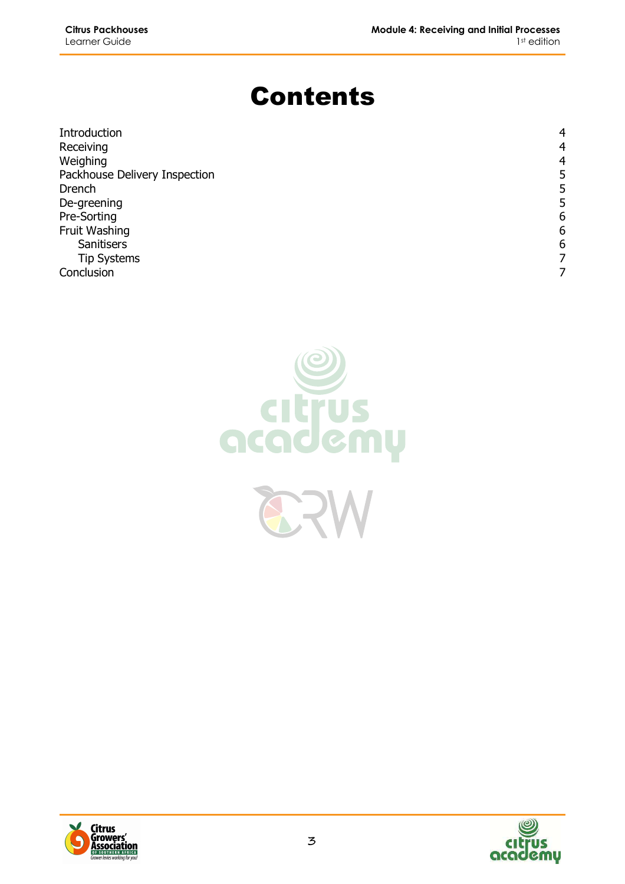# Contents

| | |
|---|---|
| Introduction | 4 |
| Receiving | 4 |
| Weighing | 4 |
| Packhouse Delivery Inspection | 5 |
| Drench | 5 |
| De-greening | 5 |
| Pre-Sorting | 6 |
| Fruit Washing | 6 |
| Sanitisers | 6 |
| Tip Systems | 7 |
| Conclusion | 7 |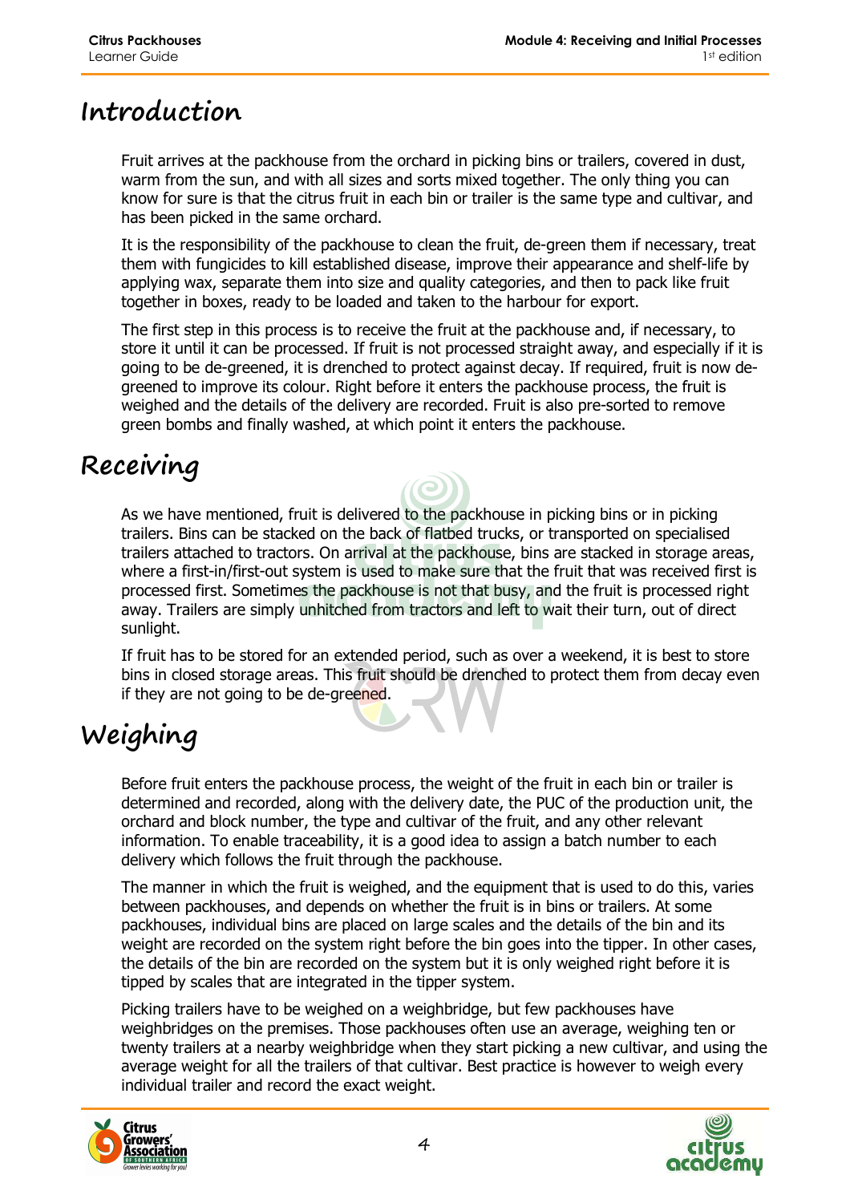# Introduction

Fruit arrives at the packhouse from the orchard in picking bins or trailers, covered in dust, warm from the sun, and with all sizes and sorts mixed together. The only thing you can know for sure is that the citrus fruit in each bin or trailer is the same type and cultivar, and has been picked in the same orchard.

It is the responsibility of the packhouse to clean the fruit, de-green them if necessary, treat them with fungicides to kill established disease, improve their appearance and shelf-life by applying wax, separate them into size and quality categories, and then to pack like fruit together in boxes, ready to be loaded and taken to the harbour for export.

The first step in this process is to receive the fruit at the packhouse and, if necessary, to store it until it can be processed. If fruit is not processed straight away, and especially if it is going to be de-greened, it is drenched to protect against decay. If required, fruit is now de-greened to improve its colour. Right before it enters the packhouse process, the fruit is weighed and the details of the delivery are recorded. Fruit is also pre-sorted to remove green bombs and finally washed, at which point it enters the packhouse.

# Receiving

As we have mentioned, fruit is delivered to the packhouse in picking bins or in picking trailers. Bins can be stacked on the back of flatbed trucks, or transported on specialised trailers attached to tractors. On arrival at the packhouse, bins are stacked in storage areas, where a first-in/first-out system is used to make sure that the fruit that was received first is processed first. Sometimes the packhouse is not that busy, and the fruit is processed right away. Trailers are simply unhitched from tractors and left to wait their turn, out of direct sunlight.

If fruit has to be stored for an extended period, such as over a weekend, it is best to store bins in closed storage areas. This fruit should be drenched to protect them from decay even if they are not going to be de-greened.

# Weighing

Before fruit enters the packhouse process, the weight of the fruit in each bin or trailer is determined and recorded, along with the delivery date, the PUC of the production unit, the orchard and block number, the type and cultivar of the fruit, and any other relevant information. To enable traceability, it is a good idea to assign a batch number to each delivery which follows the fruit through the packhouse.

The manner in which the fruit is weighed, and the equipment that is used to do this, varies between packhouses, and depends on whether the fruit is in bins or trailers. At some packhouses, individual bins are placed on large scales and the details of the bin and its weight are recorded on the system right before the bin goes into the tipper. In other cases, the details of the bin are recorded on the system but it is only weighed right before it is tipped by scales that are integrated in the tipper system.

Picking trailers have to be weighed on a weighbridge, but few packhouses have weighbridges on the premises. Those packhouses often use an average, weighing ten or twenty trailers at a nearby weighbridge when they start picking a new cultivar, and using the average weight for all the trailers of that cultivar. Best practice is however to weigh every individual trailer and record the exact weight.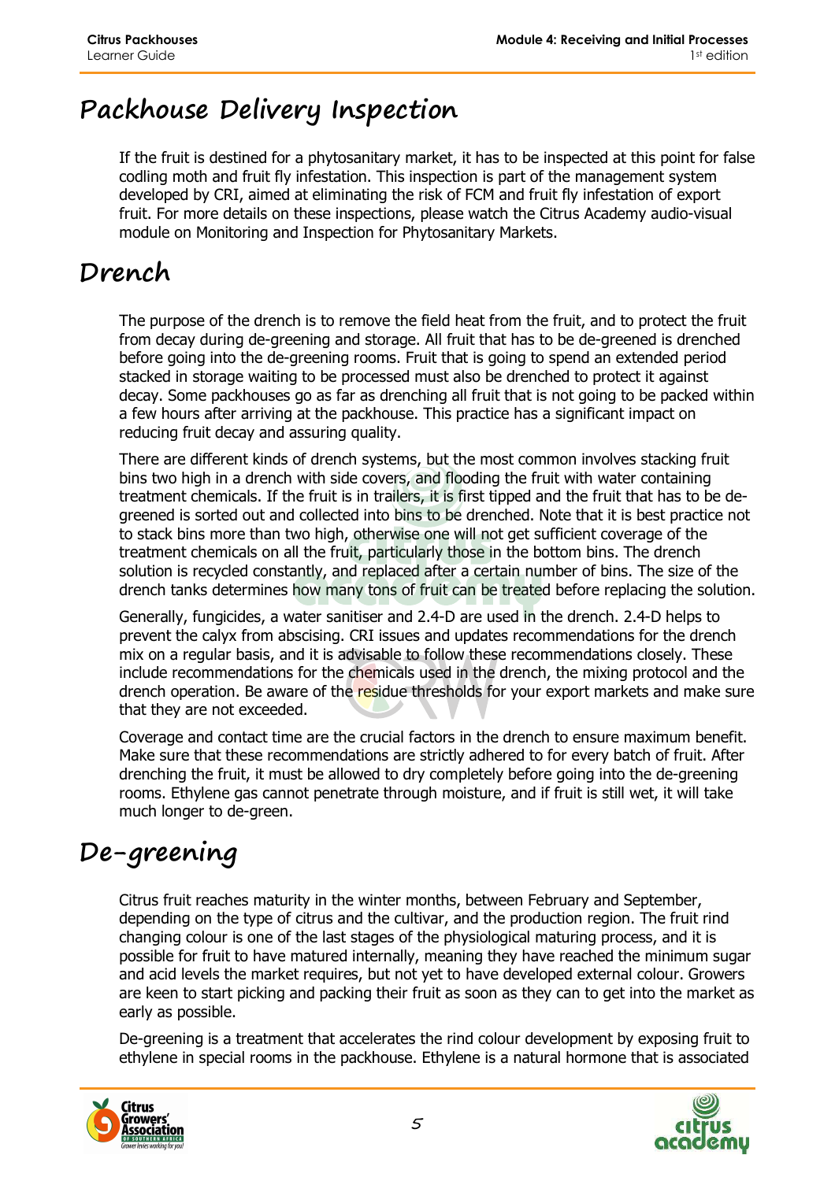## Packhouse Delivery Inspection

If the fruit is destined for a phytosanitary market, it has to be inspected at this point for false codling moth and fruit fly infestation. This inspection is part of the management system developed by CRI, aimed at eliminating the risk of FCM and fruit fly infestation of export fruit. For more details on these inspections, please watch the Citrus Academy audio-visual module on Monitoring and Inspection for Phytosanitary Markets.

## Drench

The purpose of the drench is to remove the field heat from the fruit, and to protect the fruit from decay during de-greening and storage. All fruit that has to be de-greened is drenched before going into the de-greening rooms. Fruit that is going to spend an extended period stacked in storage waiting to be processed must also be drenched to protect it against decay. Some packhouses go as far as drenching all fruit that is not going to be packed within a few hours after arriving at the packhouse. This practice has a significant impact on reducing fruit decay and assuring quality.

There are different kinds of drench systems, but the most common involves stacking fruit bins two high in a drench with side covers, and flooding the fruit with water containing treatment chemicals. If the fruit is in trailers, it is first tipped and the fruit that has to be de-greened is sorted out and collected into bins to be drenched. Note that it is best practice not to stack bins more than two high, otherwise one will not get sufficient coverage of the treatment chemicals on all the fruit, particularly those in the bottom bins. The drench solution is recycled constantly, and replaced after a certain number of bins. The size of the drench tanks determines how many tons of fruit can be treated before replacing the solution.

Generally, fungicides, a water sanitiser and 2.4-D are used in the drench. 2.4-D helps to prevent the calyx from abscising. CRI issues and updates recommendations for the drench mix on a regular basis, and it is advisable to follow these recommendations closely. These include recommendations for the chemicals used in the drench, the mixing protocol and the drench operation. Be aware of the residue thresholds for your export markets and make sure that they are not exceeded.

Coverage and contact time are the crucial factors in the drench to ensure maximum benefit. Make sure that these recommendations are strictly adhered to for every batch of fruit. After drenching the fruit, it must be allowed to dry completely before going into the de-greening rooms. Ethylene gas cannot penetrate through moisture, and if fruit is still wet, it will take much longer to de-green.

## De-greening

Citrus fruit reaches maturity in the winter months, between February and September, depending on the type of citrus and the cultivar, and the production region. The fruit rind changing colour is one of the last stages of the physiological maturing process, and it is possible for fruit to have matured internally, meaning they have reached the minimum sugar and acid levels the market requires, but not yet to have developed external colour. Growers are keen to start picking and packing their fruit as soon as they can to get into the market as early as possible.

De-greening is a treatment that accelerates the rind colour development by exposing fruit to ethylene in special rooms in the packhouse. Ethylene is a natural hormone that is associated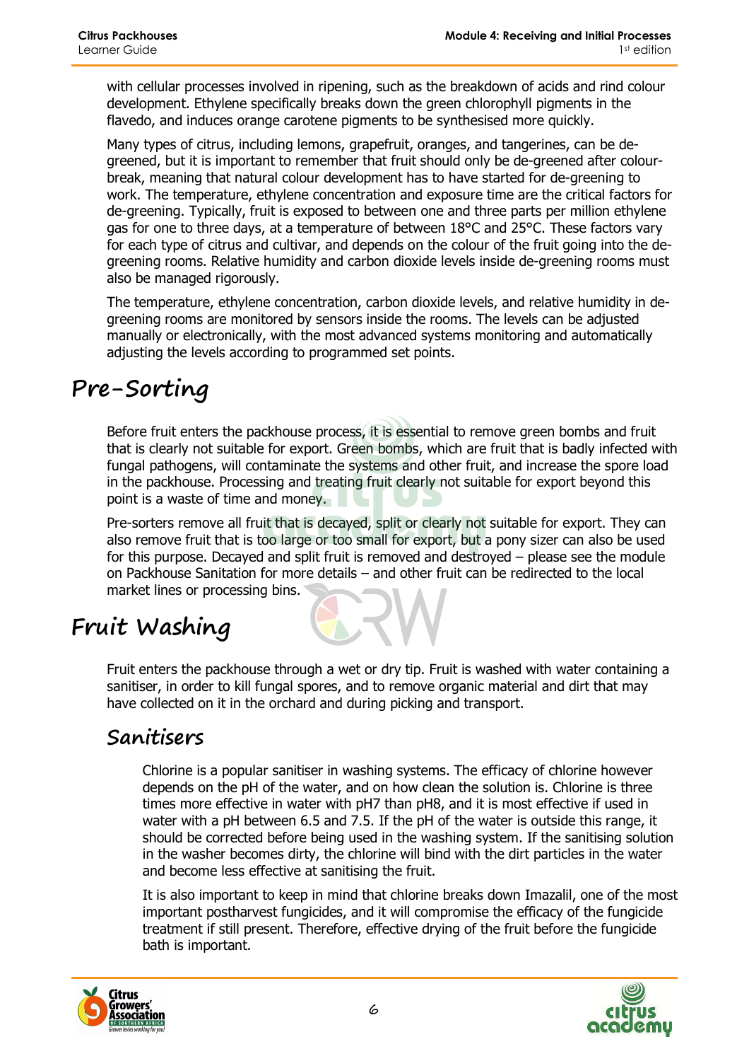with cellular processes involved in ripening, such as the breakdown of acids and rind colour development. Ethylene specifically breaks down the green chlorophyll pigments in the flavedo, and induces orange carotene pigments to be synthesised more quickly.

Many types of citrus, including lemons, grapefruit, oranges, and tangerines, can be de-greened, but it is important to remember that fruit should only be de-greened after colour-break, meaning that natural colour development has to have started for de-greening to work. The temperature, ethylene concentration and exposure time are the critical factors for de-greening. Typically, fruit is exposed to between one and three parts per million ethylene gas for one to three days, at a temperature of between 18°C and 25°C. These factors vary for each type of citrus and cultivar, and depends on the colour of the fruit going into the de-greening rooms. Relative humidity and carbon dioxide levels inside de-greening rooms must also be managed rigorously.

The temperature, ethylene concentration, carbon dioxide levels, and relative humidity in de-greening rooms are monitored by sensors inside the rooms. The levels can be adjusted manually or electronically, with the most advanced systems monitoring and automatically adjusting the levels according to programmed set points.

# Pre-Sorting

Before fruit enters the packhouse process, it is essential to remove green bombs and fruit that is clearly not suitable for export. Green bombs, which are fruit that is badly infected with fungal pathogens, will contaminate the systems and other fruit, and increase the spore load in the packhouse. Processing and treating fruit clearly not suitable for export beyond this point is a waste of time and money.

Pre-sorters remove all fruit that is decayed, split or clearly not suitable for export. They can also remove fruit that is too large or too small for export, but a pony sizer can also be used for this purpose. Decayed and split fruit is removed and destroyed – please see the module on Packhouse Sanitation for more details – and other fruit can be redirected to the local market lines or processing bins.

# Fruit Washing

Fruit enters the packhouse through a wet or dry tip. Fruit is washed with water containing a sanitiser, in order to kill fungal spores, and to remove organic material and dirt that may have collected on it in the orchard and during picking and transport.

## Sanitisers

Chlorine is a popular sanitiser in washing systems. The efficacy of chlorine however depends on the pH of the water, and on how clean the solution is. Chlorine is three times more effective in water with pH7 than pH8, and it is most effective if used in water with a pH between 6.5 and 7.5. If the pH of the water is outside this range, it should be corrected before being used in the washing system. If the sanitising solution in the washer becomes dirty, the chlorine will bind with the dirt particles in the water and become less effective at sanitising the fruit.

It is also important to keep in mind that chlorine breaks down Imazalil, one of the most important postharvest fungicides, and it will compromise the efficacy of the fungicide treatment if still present. Therefore, effective drying of the fruit before the fungicide bath is important.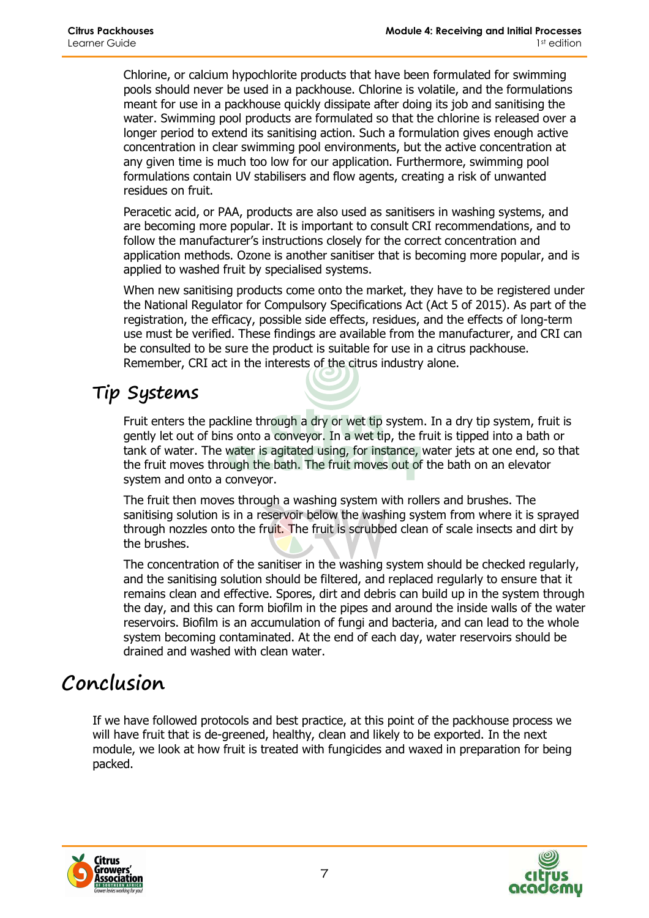Chlorine, or calcium hypochlorite products that have been formulated for swimming pools should never be used in a packhouse. Chlorine is volatile, and the formulations meant for use in a packhouse quickly dissipate after doing its job and sanitising the water. Swimming pool products are formulated so that the chlorine is released over a longer period to extend its sanitising action. Such a formulation gives enough active concentration in clear swimming pool environments, but the active concentration at any given time is much too low for our application. Furthermore, swimming pool formulations contain UV stabilisers and flow agents, creating a risk of unwanted residues on fruit.

Peracetic acid, or PAA, products are also used as sanitisers in washing systems, and are becoming more popular. It is important to consult CRI recommendations, and to follow the manufacturer's instructions closely for the correct concentration and application methods. Ozone is another sanitiser that is becoming more popular, and is applied to washed fruit by specialised systems.

When new sanitising products come onto the market, they have to be registered under the National Regulator for Compulsory Specifications Act (Act 5 of 2015). As part of the registration, the efficacy, possible side effects, residues, and the effects of long-term use must be verified. These findings are available from the manufacturer, and CRI can be consulted to be sure the product is suitable for use in a citrus packhouse. Remember, CRI act in the interests of the citrus industry alone.

## Tip Systems

Fruit enters the packline through a dry or wet tip system. In a dry tip system, fruit is gently let out of bins onto a conveyor. In a wet tip, the fruit is tipped into a bath or tank of water. The water is agitated using, for instance, water jets at one end, so that the fruit moves through the bath. The fruit moves out of the bath on an elevator system and onto a conveyor.

The fruit then moves through a washing system with rollers and brushes. The sanitising solution is in a reservoir below the washing system from where it is sprayed through nozzles onto the fruit. The fruit is scrubbed clean of scale insects and dirt by the brushes.

The concentration of the sanitiser in the washing system should be checked regularly, and the sanitising solution should be filtered, and replaced regularly to ensure that it remains clean and effective. Spores, dirt and debris can build up in the system through the day, and this can form biofilm in the pipes and around the inside walls of the water reservoirs. Biofilm is an accumulation of fungi and bacteria, and can lead to the whole system becoming contaminated. At the end of each day, water reservoirs should be drained and washed with clean water.

# Conclusion

If we have followed protocols and best practice, at this point of the packhouse process we will have fruit that is de-greened, healthy, clean and likely to be exported. In the next module, we look at how fruit is treated with fungicides and waxed in preparation for being packed.